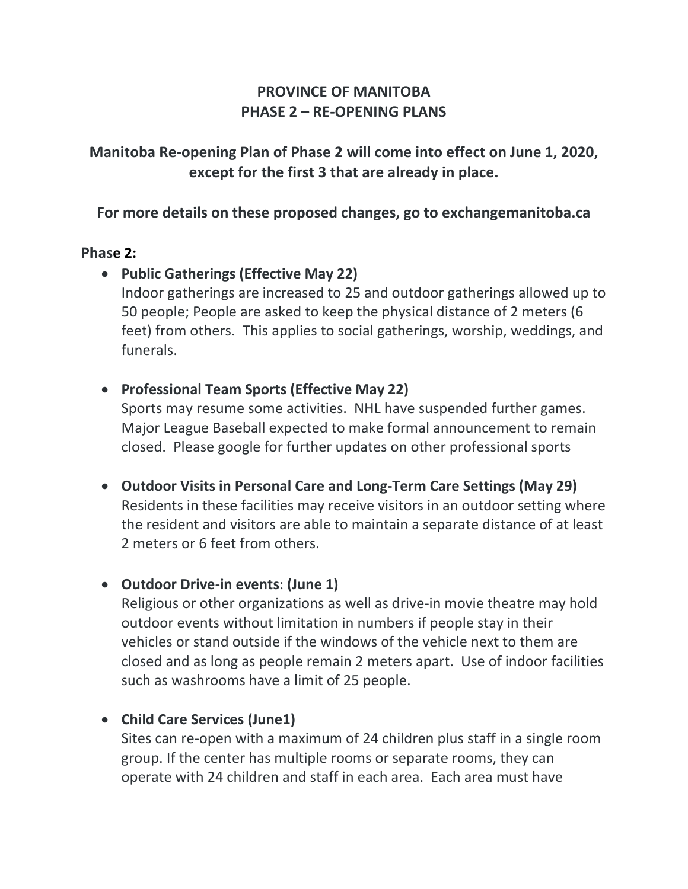# PROVINCE OF MANITOBA
# PHASE 2 – RE-OPENING PLANS

## Manitoba Re-opening Plan of Phase 2 will come into effect on June 1, 2020, except for the first 3 that are already in place.

### For more details on these proposed changes, go to exchangemanitoba.ca

**Phase 2:**

- **Public Gatherings (Effective May 22)**
  Indoor gatherings are increased to 25 and outdoor gatherings allowed up to 50 people; People are asked to keep the physical distance of 2 meters (6 feet) from others. This applies to social gatherings, worship, weddings, and funerals.

- **Professional Team Sports (Effective May 22)**
  Sports may resume some activities. NHL have suspended further games. Major League Baseball expected to make formal announcement to remain closed. Please google for further updates on other professional sports

- **Outdoor Visits in Personal Care and Long-Term Care Settings (May 29)**
  Residents in these facilities may receive visitors in an outdoor setting where the resident and visitors are able to maintain a separate distance of at least 2 meters or 6 feet from others.

- **Outdoor Drive-in events**: **(June 1)**
  Religious or other organizations as well as drive-in movie theatre may hold outdoor events without limitation in numbers if people stay in their vehicles or stand outside if the windows of the vehicle next to them are closed and as long as people remain 2 meters apart. Use of indoor facilities such as washrooms have a limit of 25 people.

- **Child Care Services (June1)**
  Sites can re-open with a maximum of 24 children plus staff in a single room group. If the center has multiple rooms or separate rooms, they can operate with 24 children and staff in each area. Each area must have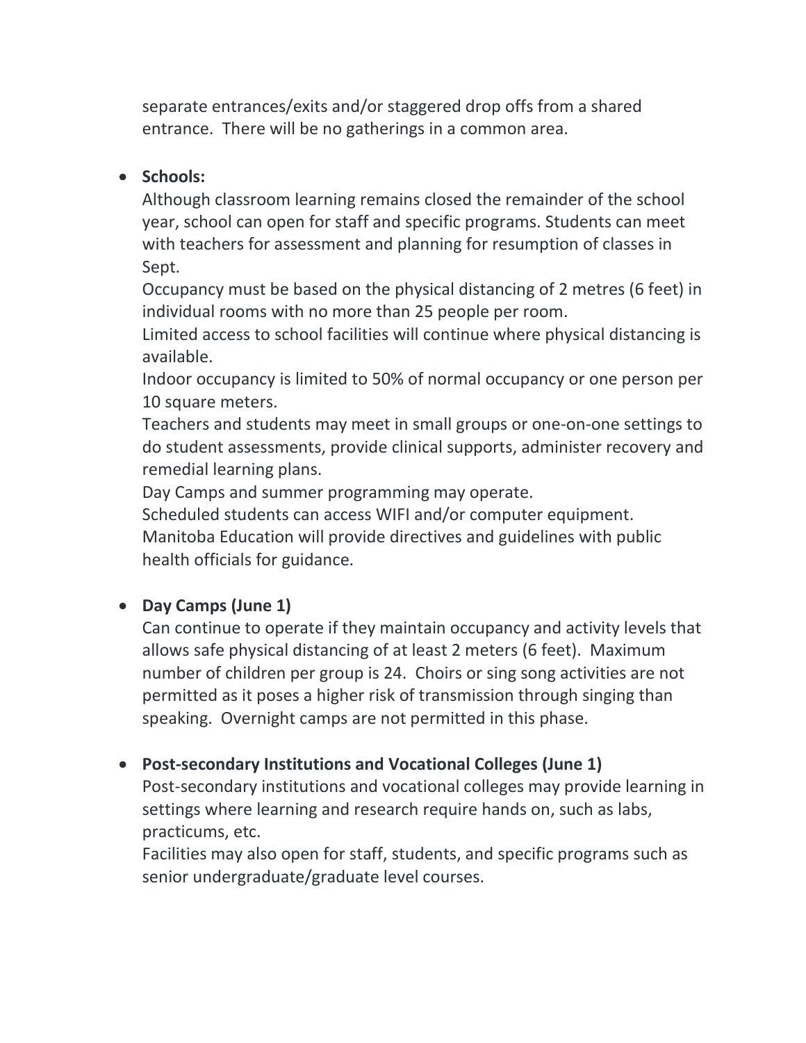separate entrances/exits and/or staggered drop offs from a shared entrance. There will be no gatherings in a common area.

- **Schools:**
  Although classroom learning remains closed the remainder of the school year, school can open for staff and specific programs. Students can meet with teachers for assessment and planning for resumption of classes in Sept.
  Occupancy must be based on the physical distancing of 2 metres (6 feet) in individual rooms with no more than 25 people per room.
  Limited access to school facilities will continue where physical distancing is available.
  Indoor occupancy is limited to 50% of normal occupancy or one person per 10 square meters.
  Teachers and students may meet in small groups or one-on-one settings to do student assessments, provide clinical supports, administer recovery and remedial learning plans.
  Day Camps and summer programming may operate.
  Scheduled students can access WIFI and/or computer equipment.
  Manitoba Education will provide directives and guidelines with public health officials for guidance.

- **Day Camps (June 1)**
  Can continue to operate if they maintain occupancy and activity levels that allows safe physical distancing of at least 2 meters (6 feet). Maximum number of children per group is 24. Choirs or sing song activities are not permitted as it poses a higher risk of transmission through singing than speaking. Overnight camps are not permitted in this phase.

- **Post-secondary Institutions and Vocational Colleges (June 1)**
  Post-secondary institutions and vocational colleges may provide learning in settings where learning and research require hands on, such as labs, practicums, etc.
  Facilities may also open for staff, students, and specific programs such as senior undergraduate/graduate level courses.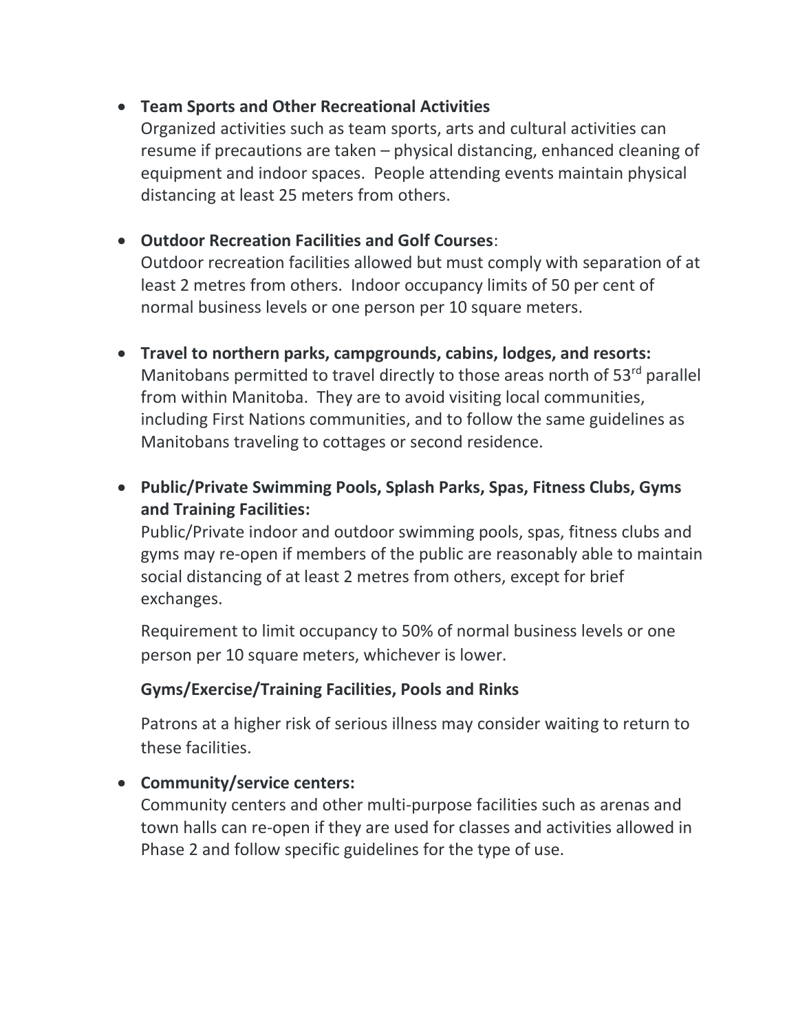- **Team Sports and Other Recreational Activities**
  Organized activities such as team sports, arts and cultural activities can resume if precautions are taken – physical distancing, enhanced cleaning of equipment and indoor spaces. People attending events maintain physical distancing at least 25 meters from others.

- **Outdoor Recreation Facilities and Golf Courses**:
  Outdoor recreation facilities allowed but must comply with separation of at least 2 metres from others. Indoor occupancy limits of 50 per cent of normal business levels or one person per 10 square meters.

- **Travel to northern parks, campgrounds, cabins, lodges, and resorts:**
  Manitobans permitted to travel directly to those areas north of 53rd parallel from within Manitoba. They are to avoid visiting local communities, including First Nations communities, and to follow the same guidelines as Manitobans traveling to cottages or second residence.

- **Public/Private Swimming Pools, Splash Parks, Spas, Fitness Clubs, Gyms and Training Facilities:**
  Public/Private indoor and outdoor swimming pools, spas, fitness clubs and gyms may re-open if members of the public are reasonably able to maintain social distancing of at least 2 metres from others, except for brief exchanges.

  Requirement to limit occupancy to 50% of normal business levels or one person per 10 square meters, whichever is lower.

  **Gyms/Exercise/Training Facilities, Pools and Rinks**

  Patrons at a higher risk of serious illness may consider waiting to return to these facilities.

- **Community/service centers:**
  Community centers and other multi-purpose facilities such as arenas and town halls can re-open if they are used for classes and activities allowed in Phase 2 and follow specific guidelines for the type of use.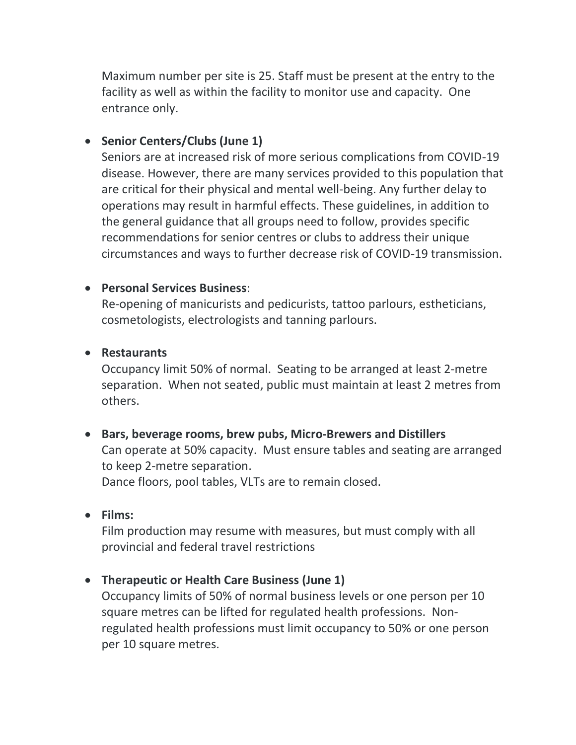Maximum number per site is 25. Staff must be present at the entry to the facility as well as within the facility to monitor use and capacity. One entrance only.

- **Senior Centers/Clubs (June 1)**
  Seniors are at increased risk of more serious complications from COVID-19 disease. However, there are many services provided to this population that are critical for their physical and mental well-being. Any further delay to operations may result in harmful effects. These guidelines, in addition to the general guidance that all groups need to follow, provides specific recommendations for senior centres or clubs to address their unique circumstances and ways to further decrease risk of COVID-19 transmission.

- **Personal Services Business**:
  Re-opening of manicurists and pedicurists, tattoo parlours, estheticians, cosmetologists, electrologists and tanning parlours.

- **Restaurants**
  Occupancy limit 50% of normal. Seating to be arranged at least 2-metre separation. When not seated, public must maintain at least 2 metres from others.

- **Bars, beverage rooms, brew pubs, Micro-Brewers and Distillers**
  Can operate at 50% capacity. Must ensure tables and seating are arranged to keep 2-metre separation.
  Dance floors, pool tables, VLTs are to remain closed.

- **Films:**
  Film production may resume with measures, but must comply with all provincial and federal travel restrictions

- **Therapeutic or Health Care Business (June 1)**
  Occupancy limits of 50% of normal business levels or one person per 10 square metres can be lifted for regulated health professions. Non-regulated health professions must limit occupancy to 50% or one person per 10 square metres.